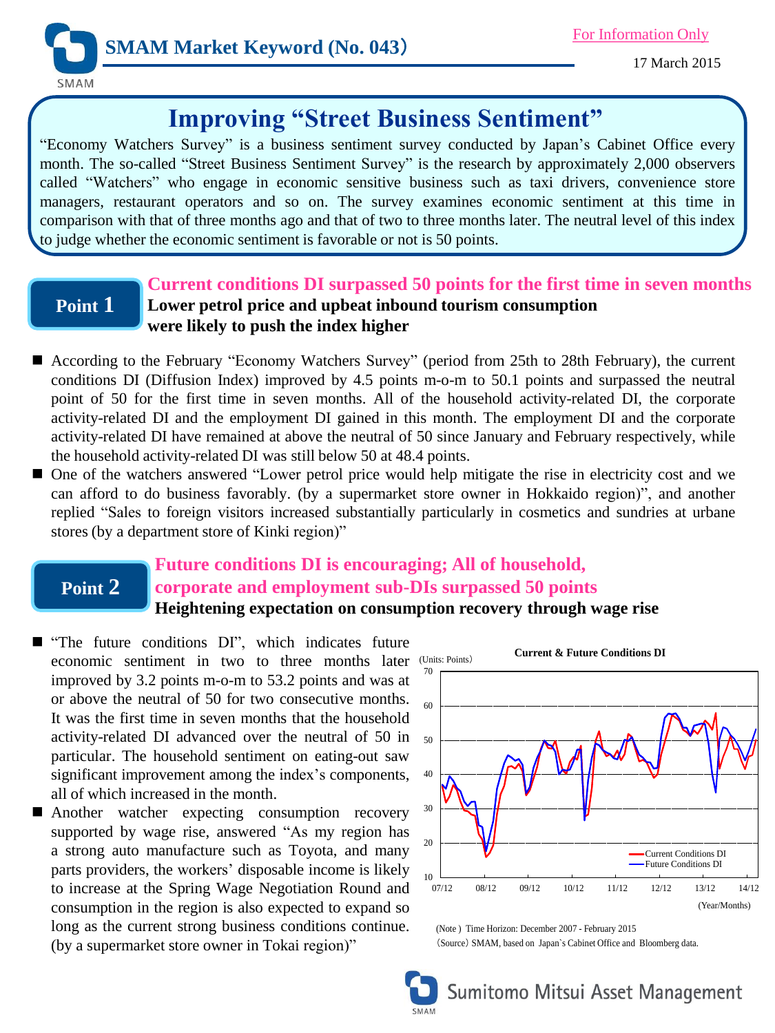SMAM Market Keyword (No. 043)

For Information Only

17 March 2015

# Improving "Street Business Sentiment"

"Economy Watchers Survey" is a business sentiment survey conducted by Japan's Cabinet Office every month. The so-called "Street Business Sentiment Survey" is the research by approximately 2,000 observers called "Watchers" who engage in economic sensitive business such as taxi drivers, convenience store managers, restaurant operators and so on. The survey examines economic sentiment at this time in comparison with that of three months ago and that of two to three months later. The neutral level of this index to judge whether the economic sentiment is favorable or not is 50 points.

## Point 1

### Current conditions DI surpassed 50 points for the first time in seven months

**Lower petrol price and upbeat inbound tourism consumption were likely to push the index higher**

- According to the February "Economy Watchers Survey" (period from 25th to 28th February), the current conditions DI (Diffusion Index) improved by 4.5 points m-o-m to 50.1 points and surpassed the neutral point of 50 for the first time in seven months. All of the household activity-related DI, the corporate activity-related DI and the employment DI gained in this month. The employment DI and the corporate activity-related DI have remained at above the neutral of 50 since January and February respectively, while the household activity-related DI was still below 50 at 48.4 points.
- One of the watchers answered "Lower petrol price would help mitigate the rise in electricity cost and we can afford to do business favorably. (by a supermarket store owner in Hokkaido region)", and another replied "Sales to foreign visitors increased substantially particularly in cosmetics and sundries at urbane stores (by a department store of Kinki region)"

## Point 2

### Future conditions DI is encouraging; All of household, corporate and employment sub-DIs surpassed 50 points

**Heightening expectation on consumption recovery through wage rise**

- "The future conditions DI", which indicates future economic sentiment in two to three months later improved by 3.2 points m-o-m to 53.2 points and was at or above the neutral of 50 for two consecutive months. It was the first time in seven months that the household activity-related DI advanced over the neutral of 50 in particular. The household sentiment on eating-out saw significant improvement among the index's components, all of which increased in the month.
- Another watcher expecting consumption recovery supported by wage rise, answered "As my region has a strong auto manufacture such as Toyota, and many parts providers, the workers' disposable income is likely to increase at the Spring Wage Negotiation Round and consumption in the region is also expected to expand so long as the current strong business conditions continue. (by a supermarket store owner in Tokai region)"

**Current & Future Conditions DI**

(Units: Points)

(Note) Time Horizon: December 2007 - February 2015

(Source) SMAM, based on Japan's Cabinet Office and Bloomberg data.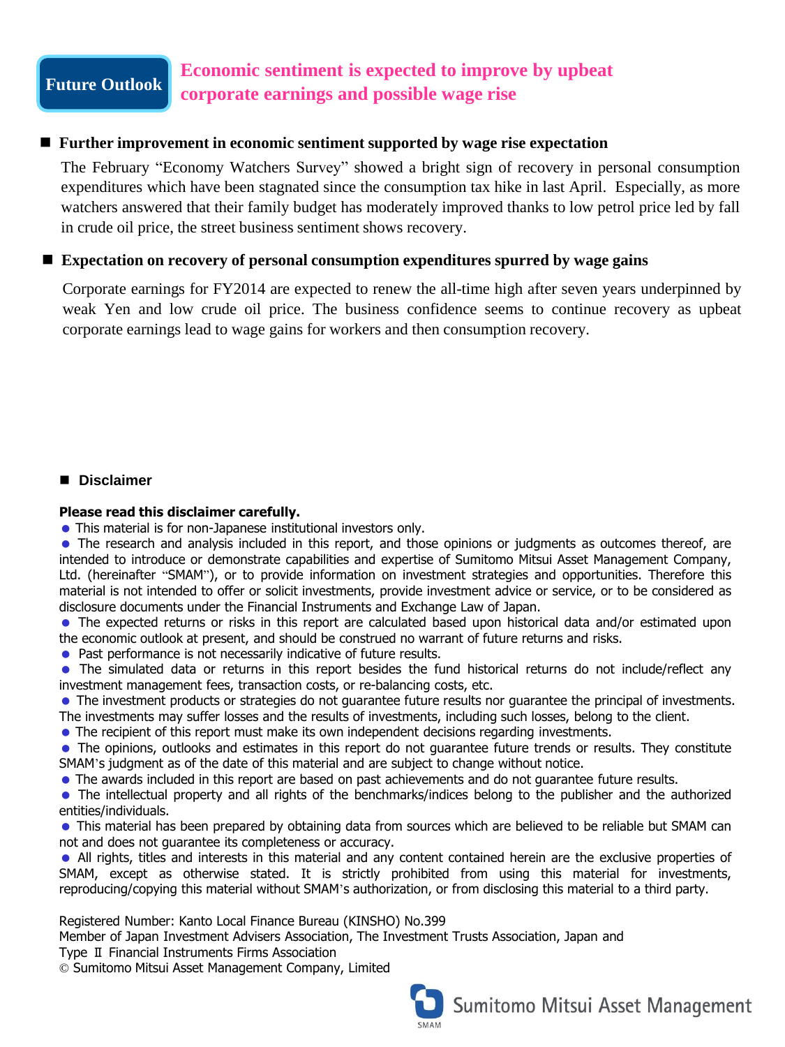## Future Outlook

**Economic sentiment is expected to improve by upbeat corporate earnings and possible wage rise**

### ■ Further improvement in economic sentiment supported by wage rise expectation

The February "Economy Watchers Survey" showed a bright sign of recovery in personal consumption expenditures which have been stagnated since the consumption tax hike in last April. Especially, as more watchers answered that their family budget has moderately improved thanks to low petrol price led by fall in crude oil price, the street business sentiment shows recovery.

### ■ Expectation on recovery of personal consumption expenditures spurred by wage gains

Corporate earnings for FY2014 are expected to renew the all-time high after seven years underpinned by weak Yen and low crude oil price. The business confidence seems to continue recovery as upbeat corporate earnings lead to wage gains for workers and then consumption recovery.

### ■ Disclaimer

**Please read this disclaimer carefully.**

- This material is for non-Japanese institutional investors only.
- The research and analysis included in this report, and those opinions or judgments as outcomes thereof, are intended to introduce or demonstrate capabilities and expertise of Sumitomo Mitsui Asset Management Company, Ltd. (hereinafter "SMAM"), or to provide information on investment strategies and opportunities. Therefore this material is not intended to offer or solicit investments, provide investment advice or service, or to be considered as disclosure documents under the Financial Instruments and Exchange Law of Japan.
- The expected returns or risks in this report are calculated based upon historical data and/or estimated upon the economic outlook at present, and should be construed no warrant of future returns and risks.
- Past performance is not necessarily indicative of future results.
- The simulated data or returns in this report besides the fund historical returns do not include/reflect any investment management fees, transaction costs, or re-balancing costs, etc.
- The investment products or strategies do not guarantee future results nor guarantee the principal of investments. The investments may suffer losses and the results of investments, including such losses, belong to the client.
- The recipient of this report must make its own independent decisions regarding investments.
- The opinions, outlooks and estimates in this report do not guarantee future trends or results. They constitute SMAM's judgment as of the date of this material and are subject to change without notice.
- The awards included in this report are based on past achievements and do not guarantee future results.
- The intellectual property and all rights of the benchmarks/indices belong to the publisher and the authorized entities/individuals.
- This material has been prepared by obtaining data from sources which are believed to be reliable but SMAM can not and does not guarantee its completeness or accuracy.
- All rights, titles and interests in this material and any content contained herein are the exclusive properties of SMAM, except as otherwise stated. It is strictly prohibited from using this material for investments, reproducing/copying this material without SMAM's authorization, or from disclosing this material to a third party.

Registered Number: Kanto Local Finance Bureau (KINSHO) No.399
Member of Japan Investment Advisers Association, The Investment Trusts Association, Japan and Type Ⅱ Financial Instruments Firms Association
© Sumitomo Mitsui Asset Management Company, Limited

Sumitomo Mitsui Asset Management